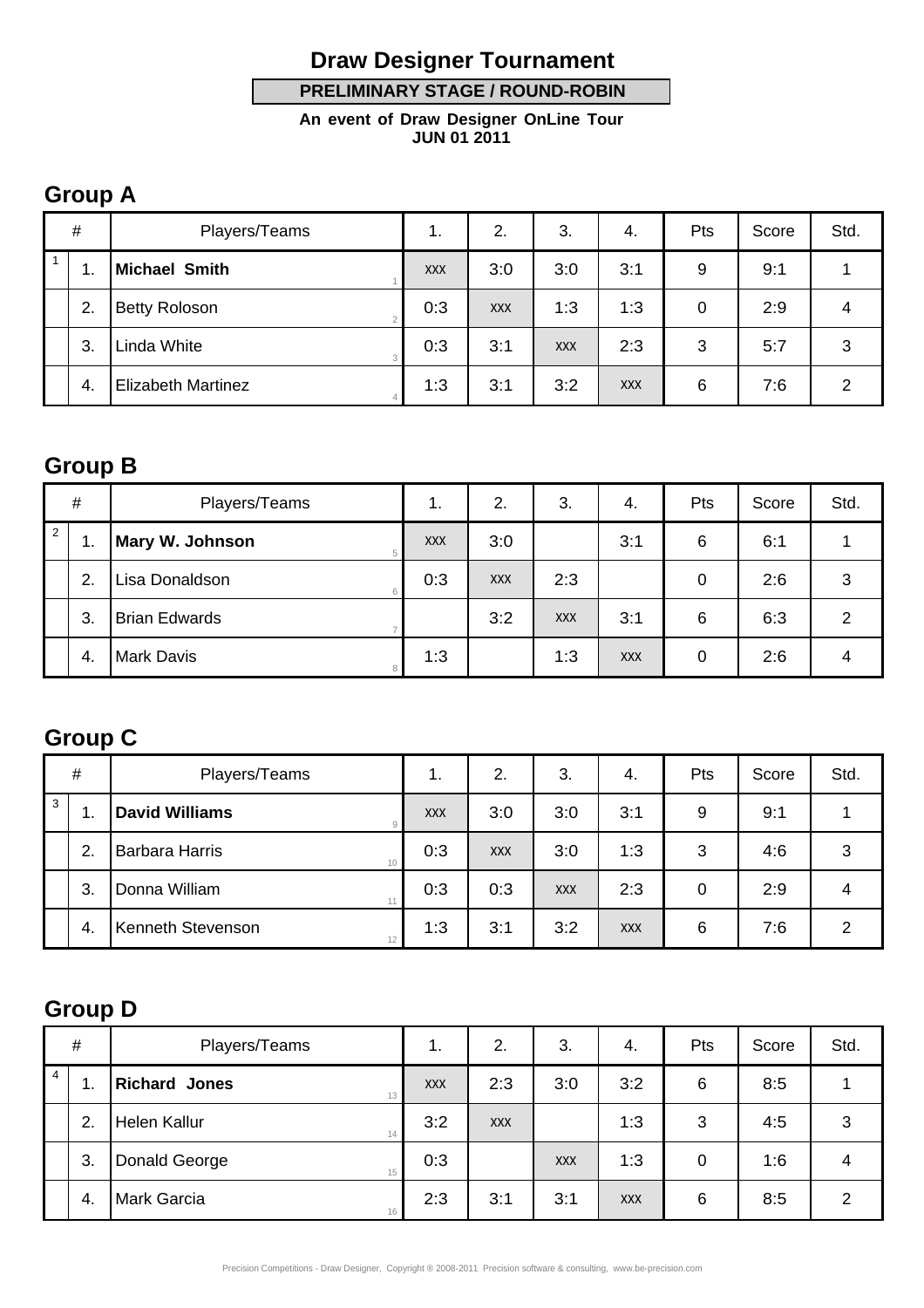# Draw Designer Tournament

**PRELIMINARY STAGE / ROUND-ROBIN**

**An event of Draw Designer OnLine Tour**
**JUN 01 2011**

## Group A

| | # | Players/Teams | | 1. | 2. | 3. | 4. | Pts | Score | Std. |
|---|---|---|---|---|---|---|---|---|---|---|
| 1 | 1. | **Michael Smith** | 1 | XXX | 3:0 | 3:0 | 3:1 | 9 | 9:1 | 1 |
| | 2. | Betty Roloson | 2 | 0:3 | XXX | 1:3 | 1:3 | 0 | 2:9 | 4 |
| | 3. | Linda White | 3 | 0:3 | 3:1 | XXX | 2:3 | 3 | 5:7 | 3 |
| | 4. | Elizabeth Martinez | 4 | 1:3 | 3:1 | 3:2 | XXX | 6 | 7:6 | 2 |

## Group B

| | # | Players/Teams | | 1. | 2. | 3. | 4. | Pts | Score | Std. |
|---|---|---|---|---|---|---|---|---|---|---|
| 2 | 1. | **Mary W. Johnson** | 5 | XXX | 3:0 | | 3:1 | 6 | 6:1 | 1 |
| | 2. | Lisa Donaldson | 6 | 0:3 | XXX | 2:3 | | 0 | 2:6 | 3 |
| | 3. | Brian Edwards | 7 | | 3:2 | XXX | 3:1 | 6 | 6:3 | 2 |
| | 4. | Mark Davis | 8 | 1:3 | | 1:3 | XXX | 0 | 2:6 | 4 |

## Group C

| | # | Players/Teams | | 1. | 2. | 3. | 4. | Pts | Score | Std. |
|---|---|---|---|---|---|---|---|---|---|---|
| 3 | 1. | **David Williams** | 9 | XXX | 3:0 | 3:0 | 3:1 | 9 | 9:1 | 1 |
| | 2. | Barbara Harris | 10 | 0:3 | XXX | 3:0 | 1:3 | 3 | 4:6 | 3 |
| | 3. | Donna William | 11 | 0:3 | 0:3 | XXX | 2:3 | 0 | 2:9 | 4 |
| | 4. | Kenneth Stevenson | 12 | 1:3 | 3:1 | 3:2 | XXX | 6 | 7:6 | 2 |

## Group D

| | # | Players/Teams | | 1. | 2. | 3. | 4. | Pts | Score | Std. |
|---|---|---|---|---|---|---|---|---|---|---|
| 4 | 1. | **Richard Jones** | 13 | XXX | 2:3 | 3:0 | 3:2 | 6 | 8:5 | 1 |
| | 2. | Helen Kallur | 14 | 3:2 | XXX | | 1:3 | 3 | 4:5 | 3 |
| | 3. | Donald George | 15 | 0:3 | | XXX | 1:3 | 0 | 1:6 | 4 |
| | 4. | Mark Garcia | 16 | 2:3 | 3:1 | 3:1 | XXX | 6 | 8:5 | 2 |

Precision Competitions - Draw Designer, Copyright ® 2008-2011 Precision software & consulting, www.be-precision.com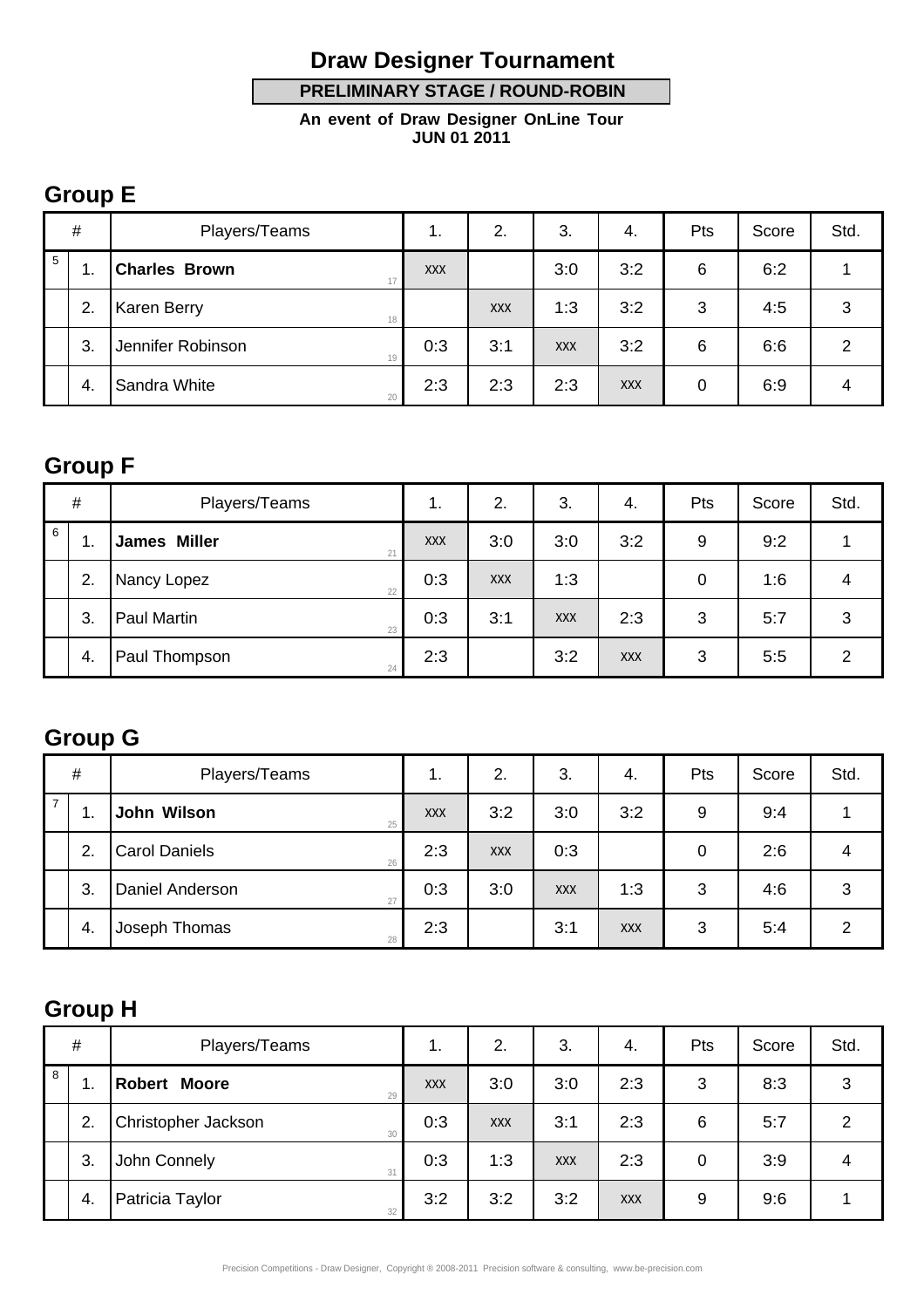# Draw Designer Tournament

**PRELIMINARY STAGE / ROUND-ROBIN**

**An event of Draw Designer OnLine Tour**
**JUN 01 2011**

## Group E

| # | | Players/Teams | | 1. | 2. | 3. | 4. | Pts | Score | Std. |
|---|---|---|---|---|---|---|---|---|---|---|
| 5 | 1. | **Charles Brown** | 17 | XXX | | 3:0 | 3:2 | 6 | 6:2 | 1 |
| | 2. | Karen Berry | 18 | | XXX | 1:3 | 3:2 | 3 | 4:5 | 3 |
| | 3. | Jennifer Robinson | 19 | 0:3 | 3:1 | XXX | 3:2 | 6 | 6:6 | 2 |
| | 4. | Sandra White | 20 | 2:3 | 2:3 | 2:3 | XXX | 0 | 6:9 | 4 |

## Group F

| # | | Players/Teams | | 1. | 2. | 3. | 4. | Pts | Score | Std. |
|---|---|---|---|---|---|---|---|---|---|---|
| 6 | 1. | **James Miller** | 21 | XXX | 3:0 | 3:0 | 3:2 | 9 | 9:2 | 1 |
| | 2. | Nancy Lopez | 22 | 0:3 | XXX | 1:3 | | 0 | 1:6 | 4 |
| | 3. | Paul Martin | 23 | 0:3 | 3:1 | XXX | 2:3 | 3 | 5:7 | 3 |
| | 4. | Paul Thompson | 24 | 2:3 | | 3:2 | XXX | 3 | 5:5 | 2 |

## Group G

| # | | Players/Teams | | 1. | 2. | 3. | 4. | Pts | Score | Std. |
|---|---|---|---|---|---|---|---|---|---|---|
| 7 | 1. | **John Wilson** | 25 | XXX | 3:2 | 3:0 | 3:2 | 9 | 9:4 | 1 |
| | 2. | Carol Daniels | 26 | 2:3 | XXX | 0:3 | | 0 | 2:6 | 4 |
| | 3. | Daniel Anderson | 27 | 0:3 | 3:0 | XXX | 1:3 | 3 | 4:6 | 3 |
| | 4. | Joseph Thomas | 28 | 2:3 | | 3:1 | XXX | 3 | 5:4 | 2 |

## Group H

| # | | Players/Teams | | 1. | 2. | 3. | 4. | Pts | Score | Std. |
|---|---|---|---|---|---|---|---|---|---|---|
| 8 | 1. | **Robert Moore** | 29 | XXX | 3:0 | 3:0 | 2:3 | 3 | 8:3 | 3 |
| | 2. | Christopher Jackson | 30 | 0:3 | XXX | 3:1 | 2:3 | 6 | 5:7 | 2 |
| | 3. | John Connely | 31 | 0:3 | 1:3 | XXX | 2:3 | 0 | 3:9 | 4 |
| | 4. | Patricia Taylor | 32 | 3:2 | 3:2 | 3:2 | XXX | 9 | 9:6 | 1 |

Precision Competitions - Draw Designer, Copyright ® 2008-2011 Precision software & consulting, www.be-precision.com